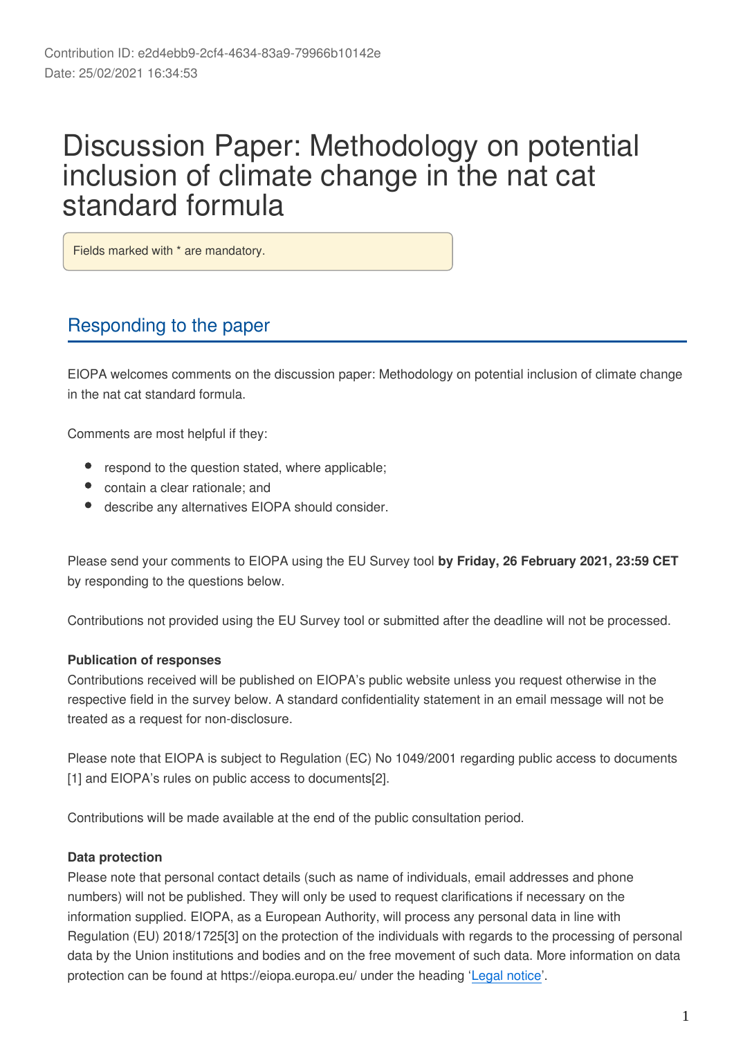Contribution ID: e2d4ebb9-2cf4-4634-83a9-79966b10142e
Date: 25/02/2021 16:34:53

# Discussion Paper: Methodology on potential inclusion of climate change in the nat cat standard formula

Fields marked with * are mandatory.

## Responding to the paper

EIOPA welcomes comments on the discussion paper: Methodology on potential inclusion of climate change in the nat cat standard formula.

Comments are most helpful if they:

- respond to the question stated, where applicable;
- contain a clear rationale; and
- describe any alternatives EIOPA should consider.

Please send your comments to EIOPA using the EU Survey tool **by Friday, 26 February 2021, 23:59 CET** by responding to the questions below.

Contributions not provided using the EU Survey tool or submitted after the deadline will not be processed.

**Publication of responses**
Contributions received will be published on EIOPA's public website unless you request otherwise in the respective field in the survey below. A standard confidentiality statement in an email message will not be treated as a request for non-disclosure.

Please note that EIOPA is subject to Regulation (EC) No 1049/2001 regarding public access to documents [1] and EIOPA's rules on public access to documents[2].

Contributions will be made available at the end of the public consultation period.

**Data protection**
Please note that personal contact details (such as name of individuals, email addresses and phone numbers) will not be published. They will only be used to request clarifications if necessary on the information supplied. EIOPA, as a European Authority, will process any personal data in line with Regulation (EU) 2018/1725[3] on the protection of the individuals with regards to the processing of personal data by the Union institutions and bodies and on the free movement of such data. More information on data protection can be found at https://eiopa.europa.eu/ under the heading 'Legal notice'.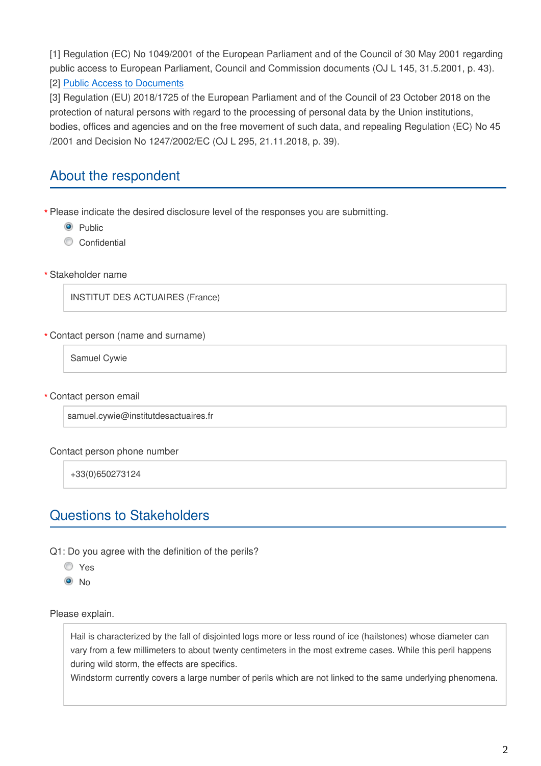[1] Regulation (EC) No 1049/2001 of the European Parliament and of the Council of 30 May 2001 regarding public access to European Parliament, Council and Commission documents (OJ L 145, 31.5.2001, p. 43).
[2] Public Access to Documents
[3] Regulation (EU) 2018/1725 of the European Parliament and of the Council of 23 October 2018 on the protection of natural persons with regard to the processing of personal data by the Union institutions, bodies, offices and agencies and on the free movement of such data, and repealing Regulation (EC) No 45/2001 and Decision No 1247/2002/EC (OJ L 295, 21.11.2018, p. 39).

## About the respondent

* Please indicate the desired disclosure level of the responses you are submitting.

- (x) Public
- ( ) Confidential

* Stakeholder name

INSTITUT DES ACTUAIRES (France)

* Contact person (name and surname)

Samuel Cywie

* Contact person email

samuel.cywie@institutdesactuaires.fr

Contact person phone number

+33(0)650273124

## Questions to Stakeholders

Q1: Do you agree with the definition of the perils?

- ( ) Yes
- (x) No

Please explain.

Hail is characterized by the fall of disjointed logs more or less round of ice (hailstones) whose diameter can vary from a few millimeters to about twenty centimeters in the most extreme cases. While this peril happens during wild storm, the effects are specifics.
Windstorm currently covers a large number of perils which are not linked to the same underlying phenomena.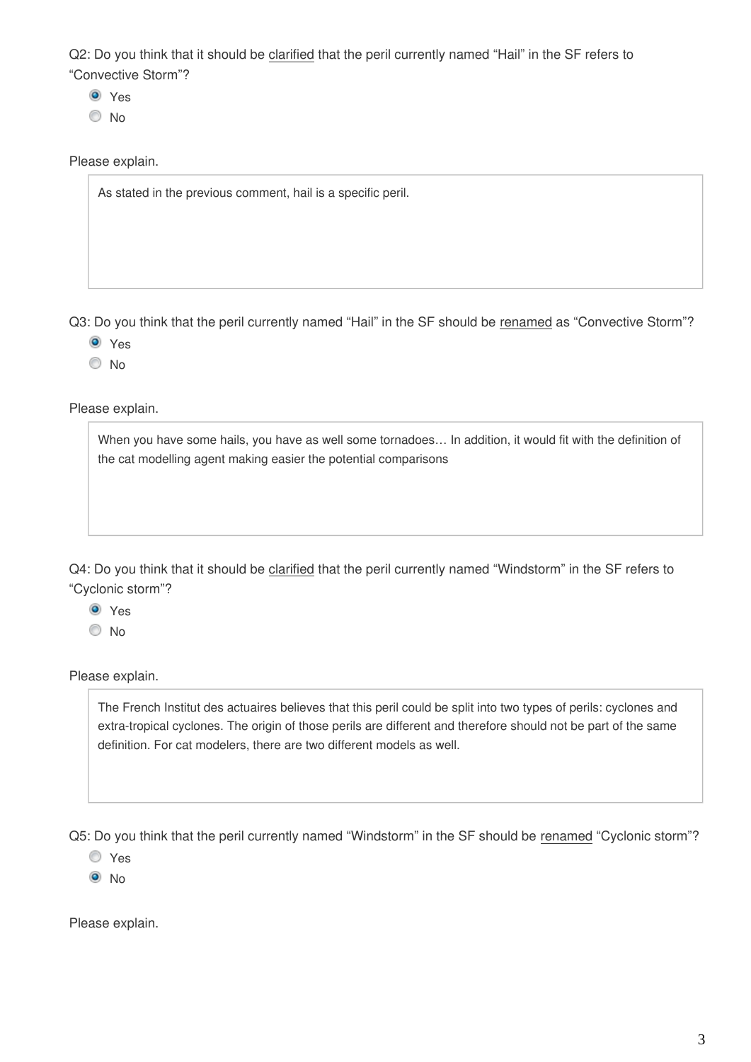Q2: Do you think that it should be clarified that the peril currently named “Hail” in the SF refers to “Convective Storm”?

- (x) Yes
- ( ) No

Please explain.

> As stated in the previous comment, hail is a specific peril.

Q3: Do you think that the peril currently named “Hail” in the SF should be renamed as “Convective Storm”?

- (x) Yes
- ( ) No

Please explain.

> When you have some hails, you have as well some tornadoes… In addition, it would fit with the definition of the cat modelling agent making easier the potential comparisons

Q4: Do you think that it should be clarified that the peril currently named “Windstorm” in the SF refers to “Cyclonic storm”?

- (x) Yes
- ( ) No

Please explain.

> The French Institut des actuaires believes that this peril could be split into two types of perils: cyclones and extra-tropical cyclones. The origin of those perils are different and therefore should not be part of the same definition. For cat modelers, there are two different models as well.

Q5: Do you think that the peril currently named “Windstorm” in the SF should be renamed “Cyclonic storm”?

- ( ) Yes
- (x) No

Please explain.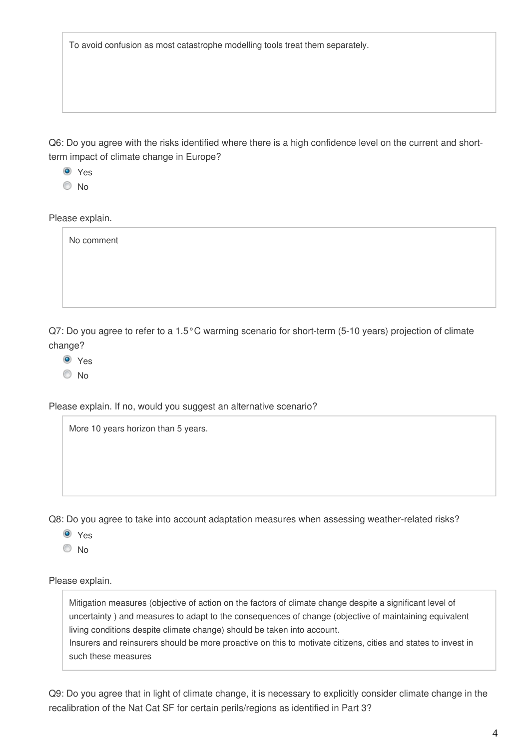To avoid confusion as most catastrophe modelling tools treat them separately.

Q6: Do you agree with the risks identified where there is a high confidence level on the current and short-term impact of climate change in Europe?

- (x) Yes
- ( ) No

Please explain.

No comment

Q7: Do you agree to refer to a 1.5°C warming scenario for short-term (5-10 years) projection of climate change?

- (x) Yes
- ( ) No

Please explain. If no, would you suggest an alternative scenario?

More 10 years horizon than 5 years.

Q8: Do you agree to take into account adaptation measures when assessing weather-related risks?

- (x) Yes
- ( ) No

Please explain.

Mitigation measures (objective of action on the factors of climate change despite a significant level of uncertainty ) and measures to adapt to the consequences of change (objective of maintaining equivalent living conditions despite climate change) should be taken into account.
Insurers and reinsurers should be more proactive on this to motivate citizens, cities and states to invest in such these measures

Q9: Do you agree that in light of climate change, it is necessary to explicitly consider climate change in the recalibration of the Nat Cat SF for certain perils/regions as identified in Part 3?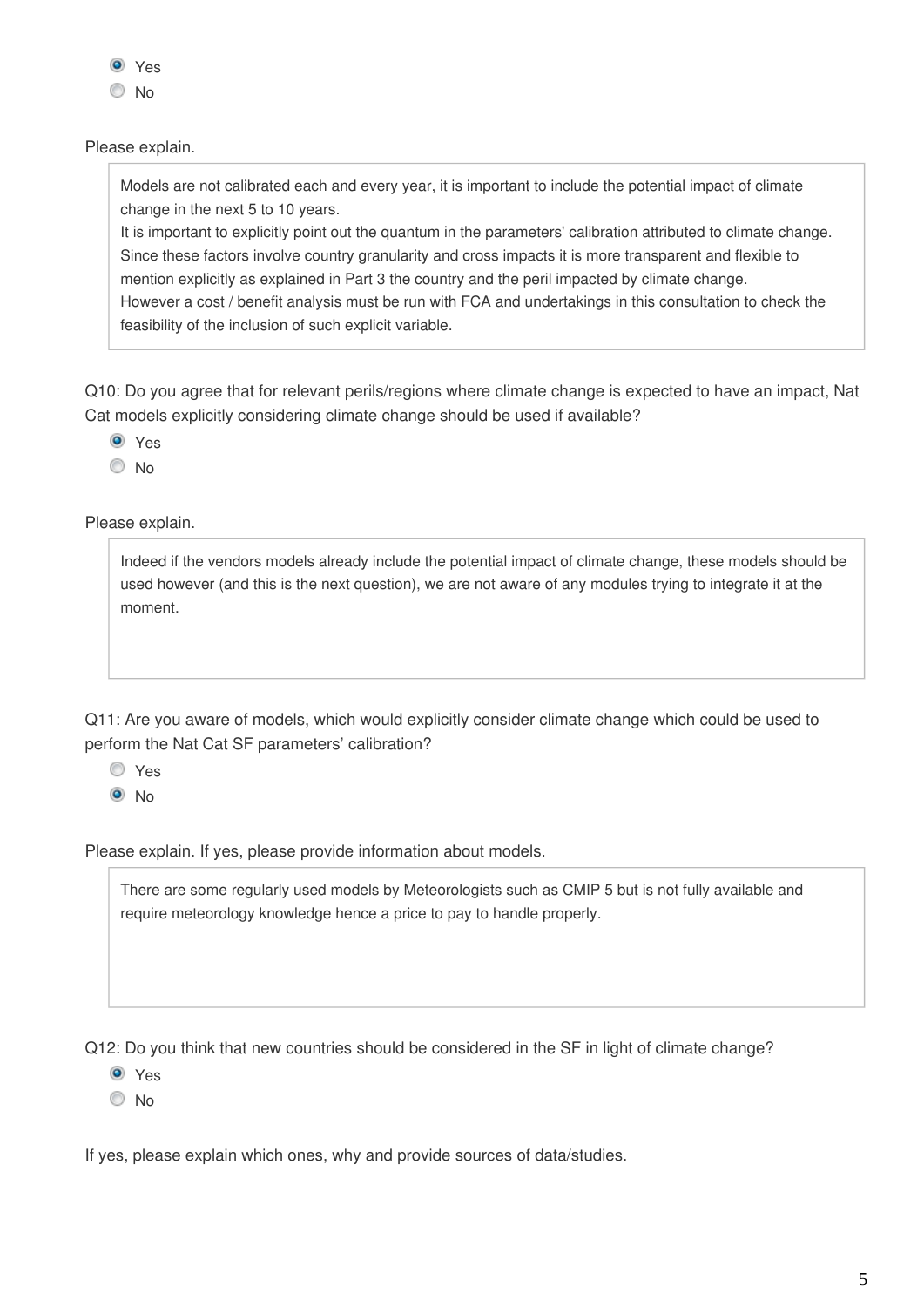- [x] Yes
- [ ] No

Please explain.

> Models are not calibrated each and every year, it is important to include the potential impact of climate change in the next 5 to 10 years.
> It is important to explicitly point out the quantum in the parameters' calibration attributed to climate change.
> Since these factors involve country granularity and cross impacts it is more transparent and flexible to mention explicitly as explained in Part 3 the country and the peril impacted by climate change.
> However a cost / benefit analysis must be run with FCA and undertakings in this consultation to check the feasibility of the inclusion of such explicit variable.

Q10: Do you agree that for relevant perils/regions where climate change is expected to have an impact, Nat Cat models explicitly considering climate change should be used if available?

- [x] Yes
- [ ] No

Please explain.

> Indeed if the vendors models already include the potential impact of climate change, these models should be used however (and this is the next question), we are not aware of any modules trying to integrate it at the moment.

Q11: Are you aware of models, which would explicitly consider climate change which could be used to perform the Nat Cat SF parameters' calibration?

- [ ] Yes
- [x] No

Please explain. If yes, please provide information about models.

> There are some regularly used models by Meteorologists such as CMIP 5 but is not fully available and require meteorology knowledge hence a price to pay to handle properly.

Q12: Do you think that new countries should be considered in the SF in light of climate change?

- [x] Yes
- [ ] No

If yes, please explain which ones, why and provide sources of data/studies.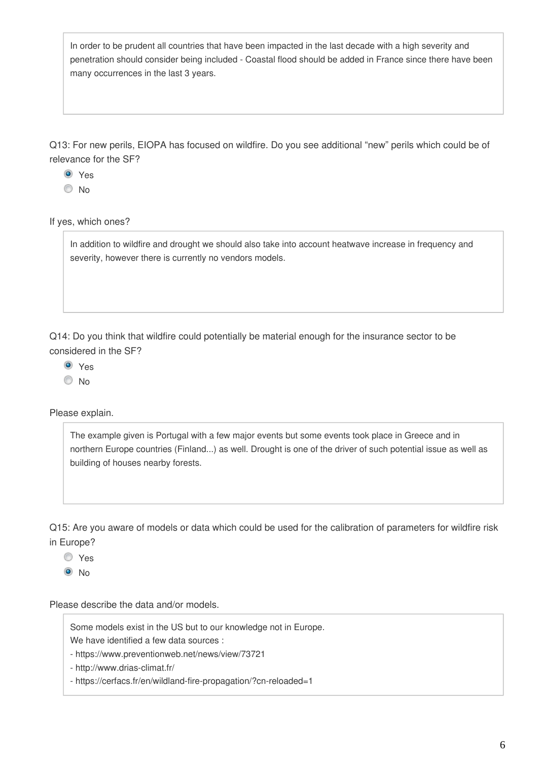In order to be prudent all countries that have been impacted in the last decade with a high severity and penetration should consider being included - Coastal flood should be added in France since there have been many occurrences in the last 3 years.

Q13: For new perils, EIOPA has focused on wildfire. Do you see additional "new" perils which could be of relevance for the SF?

- (x) Yes
- ( ) No

If yes, which ones?

In addition to wildfire and drought we should also take into account heatwave increase in frequency and severity, however there is currently no vendors models.

Q14: Do you think that wildfire could potentially be material enough for the insurance sector to be considered in the SF?

- (x) Yes
- ( ) No

Please explain.

The example given is Portugal with a few major events but some events took place in Greece and in northern Europe countries (Finland...) as well. Drought is one of the driver of such potential issue as well as building of houses nearby forests.

Q15: Are you aware of models or data which could be used for the calibration of parameters for wildfire risk in Europe?

- ( ) Yes
- (x) No

Please describe the data and/or models.

Some models exist in the US but to our knowledge not in Europe.
We have identified a few data sources :
- https://www.preventionweb.net/news/view/73721
- http://www.drias-climat.fr/
- https://cerfacs.fr/en/wildland-fire-propagation/?cn-reloaded=1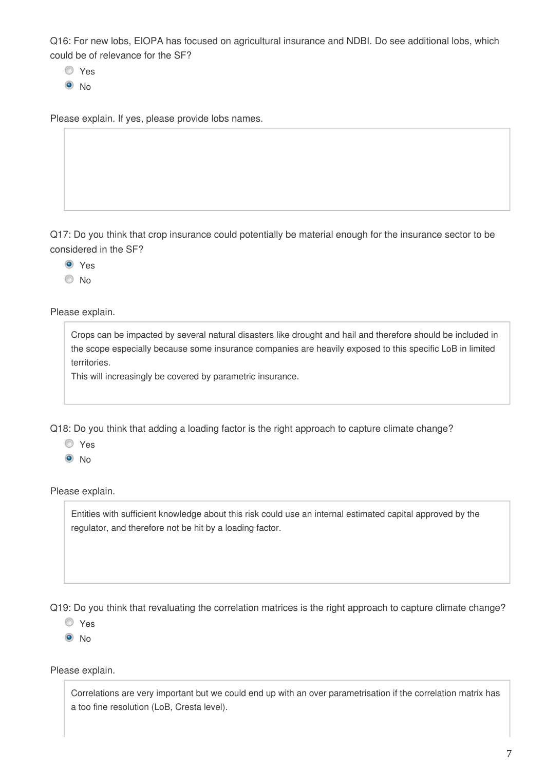Q16: For new lobs, EIOPA has focused on agricultural insurance and NDBI. Do see additional lobs, which could be of relevance for the SF?

- [ ] Yes
- [x] No

Please explain. If yes, please provide lobs names.

Q17: Do you think that crop insurance could potentially be material enough for the insurance sector to be considered in the SF?

- [x] Yes
- [ ] No

Please explain.

> Crops can be impacted by several natural disasters like drought and hail and therefore should be included in the scope especially because some insurance companies are heavily exposed to this specific LoB in limited territories.
> This will increasingly be covered by parametric insurance.

Q18: Do you think that adding a loading factor is the right approach to capture climate change?

- [ ] Yes
- [x] No

Please explain.

> Entities with sufficient knowledge about this risk could use an internal estimated capital approved by the regulator, and therefore not be hit by a loading factor.

Q19: Do you think that revaluating the correlation matrices is the right approach to capture climate change?

- [ ] Yes
- [x] No

Please explain.

> Correlations are very important but we could end up with an over parametrisation if the correlation matrix has a too fine resolution (LoB, Cresta level).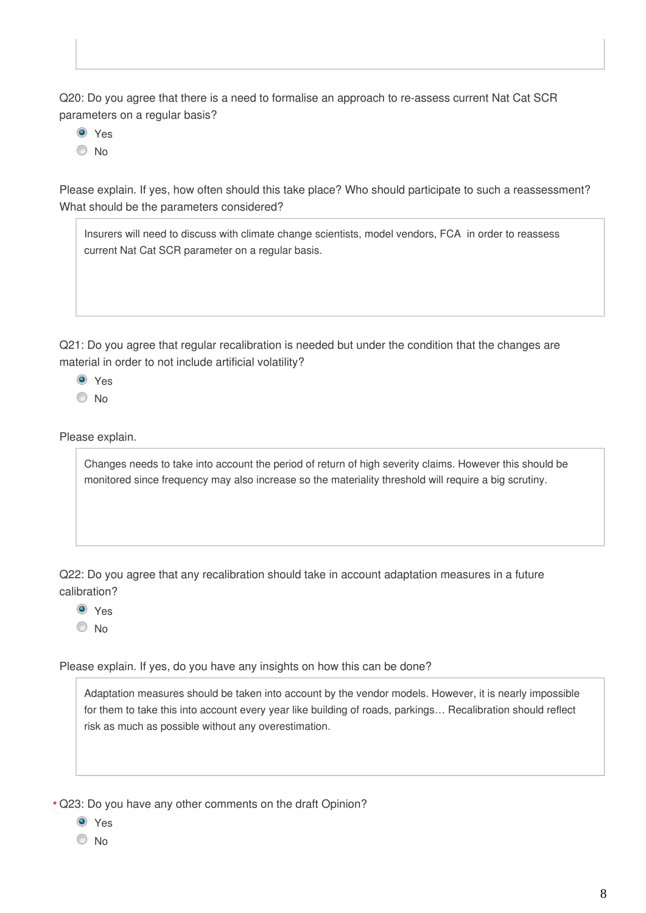Q20: Do you agree that there is a need to formalise an approach to re-assess current Nat Cat SCR parameters on a regular basis?

- (•) Yes
- ( ) No

Please explain. If yes, how often should this take place? Who should participate to such a reassessment? What should be the parameters considered?

> Insurers will need to discuss with climate change scientists, model vendors, FCA  in order to reassess current Nat Cat SCR parameter on a regular basis.

Q21: Do you agree that regular recalibration is needed but under the condition that the changes are material in order to not include artificial volatility?

- (•) Yes
- ( ) No

Please explain.

> Changes needs to take into account the period of return of high severity claims. However this should be monitored since frequency may also increase so the materiality threshold will require a big scrutiny.

Q22: Do you agree that any recalibration should take in account adaptation measures in a future calibration?

- (•) Yes
- ( ) No

Please explain. If yes, do you have any insights on how this can be done?

> Adaptation measures should be taken into account by the vendor models. However, it is nearly impossible for them to take this into account every year like building of roads, parkings… Recalibration should reflect risk as much as possible without any overestimation.

* Q23: Do you have any other comments on the draft Opinion?

- (•) Yes
- ( ) No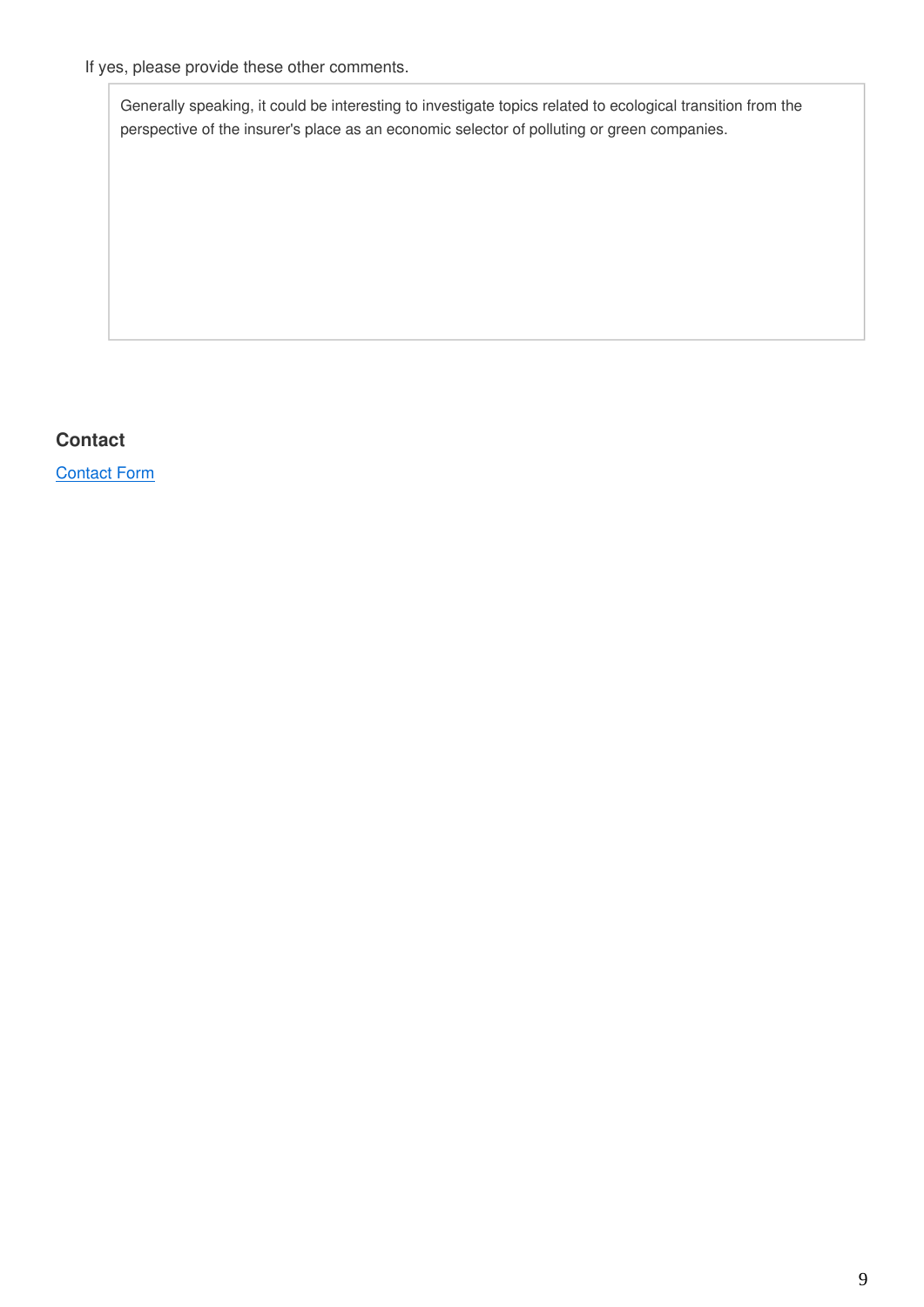If yes, please provide these other comments.

Generally speaking, it could be interesting to investigate topics related to ecological transition from the perspective of the insurer's place as an economic selector of polluting or green companies.

## Contact

Contact Form